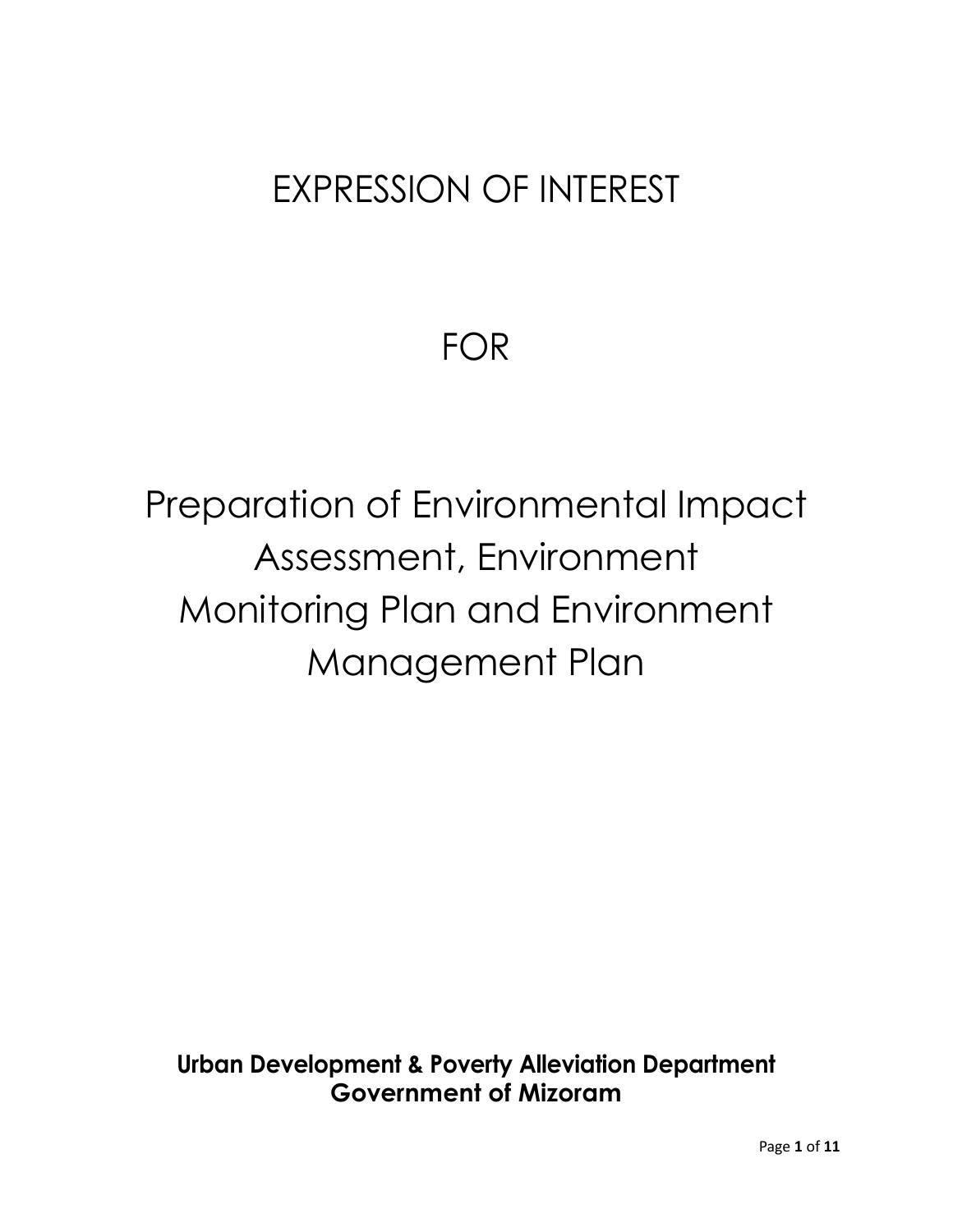# EXPRESSION OF INTEREST

# FOR

# Preparation of Environmental Impact Assessment, Environment Monitoring Plan and Environment Management Plan

**Urban Development & Poverty Alleviation Department**
**Government of Mizoram**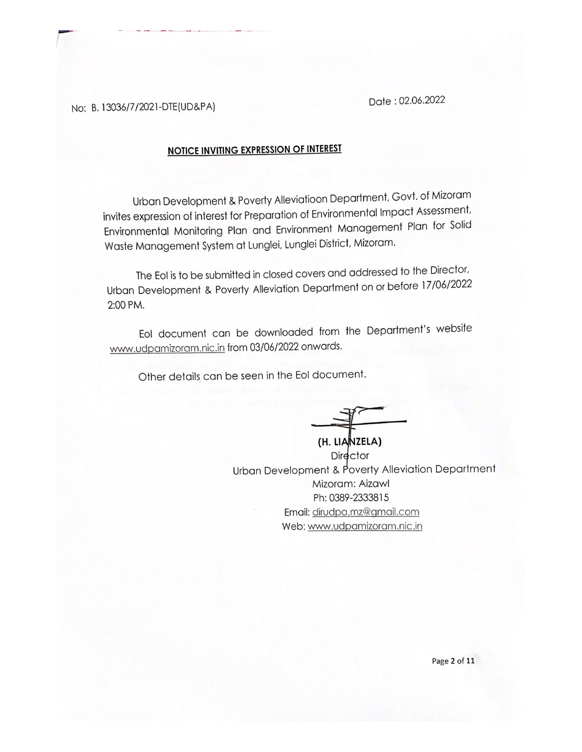No: B. 13036/7/2021-DTE(UD&PA)

Date : 02.06.2022

## NOTICE INVITING EXPRESSION OF INTEREST

Urban Development & Poverty Alleviatioon Department, Govt. of Mizoram invites expression of interest for Preparation of Environmental Impact Assessment, Environmental Monitoring Plan and Environment Management Plan for Solid Waste Management System at Lunglei, Lunglei District, Mizoram.

The EoI is to be submitted in closed covers and addressed to the Director, Urban Development & Poverty Alleviation Department on or before 17/06/2022 2:00 PM.

EoI document can be downloaded from the Department's website www.udpamizoram.nic.in from 03/06/2022 onwards.

Other details can be seen in the EoI document.

**(H. LIANZELA)**
Director
Urban Development & Poverty Alleviation Department
Mizoram: Aizawl
Ph: 0389-2333815
Email: dirudpa.mz@gmail.com
Web: www.udpamizoram.nic.in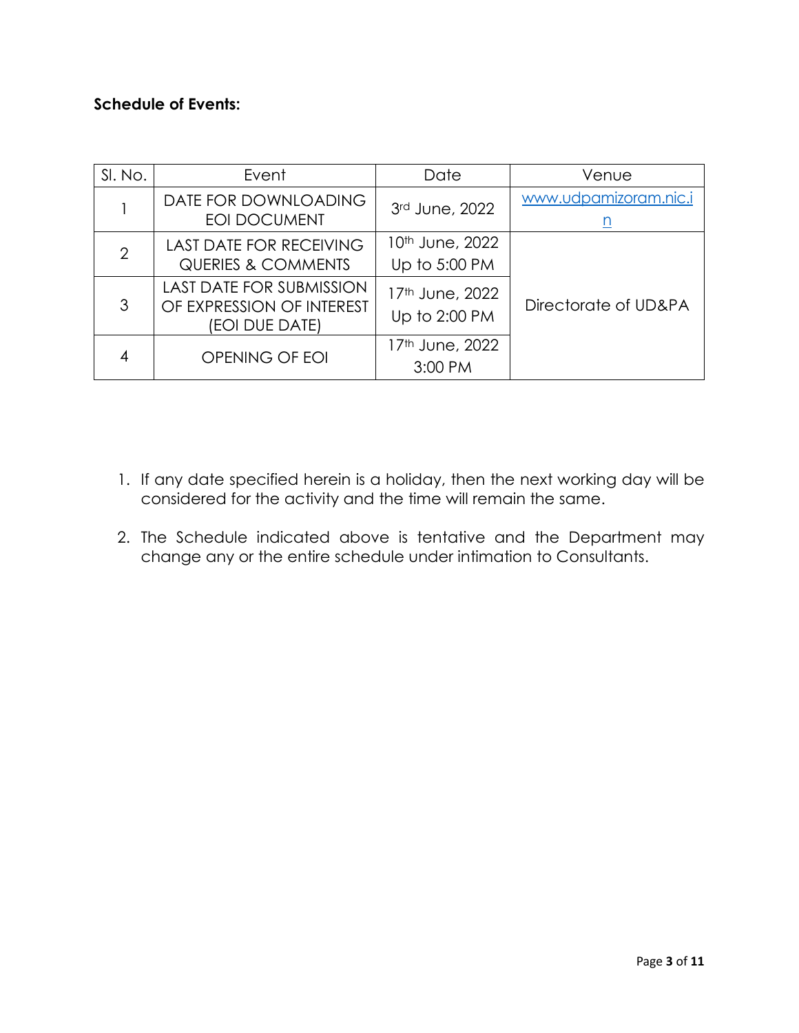**Schedule of Events:**

| Sl. No. | Event | Date | Venue |
|---|---|---|---|
| 1 | DATE FOR DOWNLOADING EOI DOCUMENT | 3rd June, 2022 | www.udpamizoram.nic.in |
| 2 | LAST DATE FOR RECEIVING QUERIES & COMMENTS | 10th June, 2022 Up to 5:00 PM | Directorate of UD&PA |
| 3 | LAST DATE FOR SUBMISSION OF EXPRESSION OF INTEREST (EOI DUE DATE) | 17th June, 2022 Up to 2:00 PM | |
| 4 | OPENING OF EOI | 17th June, 2022 3:00 PM | |

1. If any date specified herein is a holiday, then the next working day will be considered for the activity and the time will remain the same.
2. The Schedule indicated above is tentative and the Department may change any or the entire schedule under intimation to Consultants.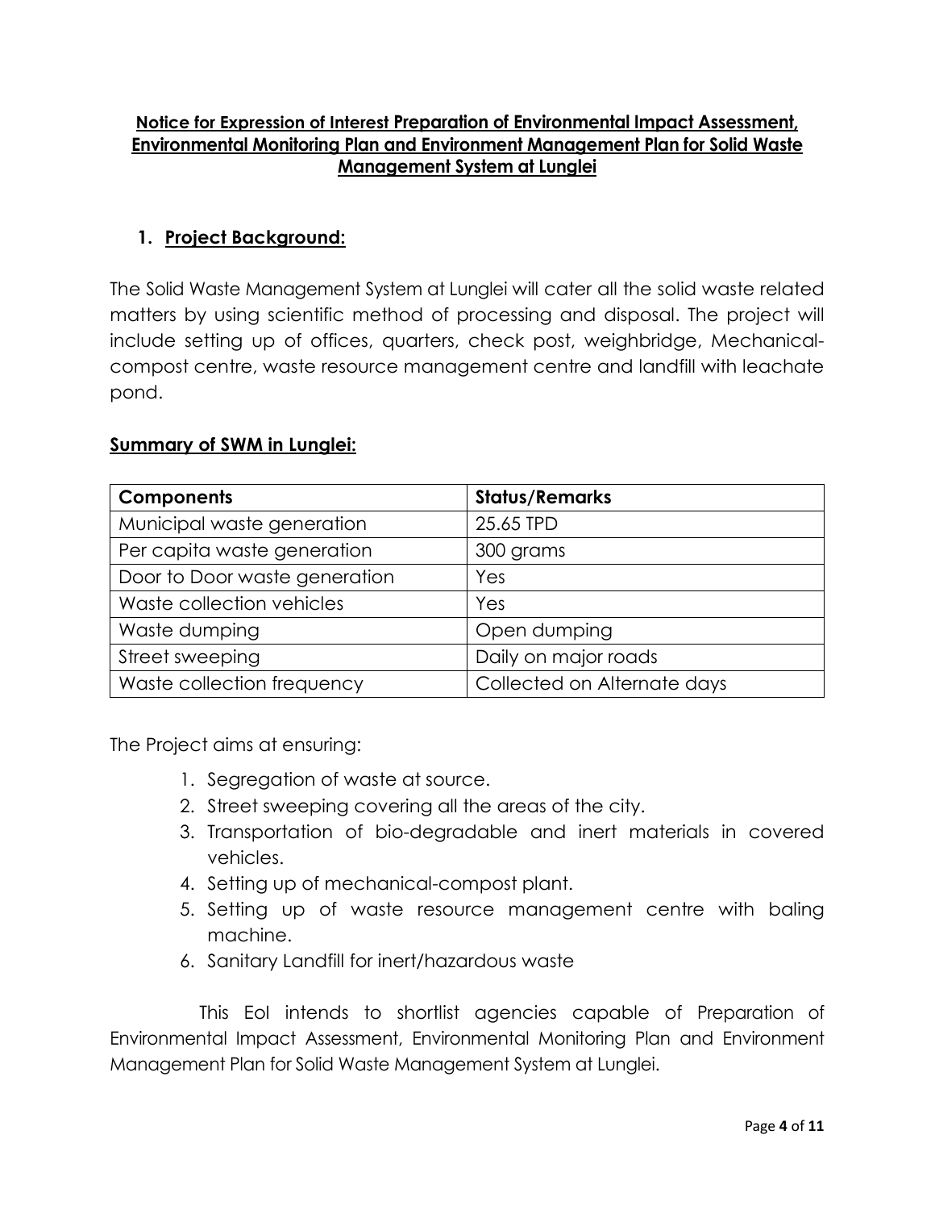**Notice for Expression of Interest Preparation of Environmental Impact Assessment, Environmental Monitoring Plan and Environment Management Plan for Solid Waste Management System at Lunglei**

## 1. Project Background:

The Solid Waste Management System at Lunglei will cater all the solid waste related matters by using scientific method of processing and disposal. The project will include setting up of offices, quarters, check post, weighbridge, Mechanical-compost centre, waste resource management centre and landfill with leachate pond.

### Summary of SWM in Lunglei:

| Components | Status/Remarks |
|---|---|
| Municipal waste generation | 25.65 TPD |
| Per capita waste generation | 300 grams |
| Door to Door waste generation | Yes |
| Waste collection vehicles | Yes |
| Waste dumping | Open dumping |
| Street sweeping | Daily on major roads |
| Waste collection frequency | Collected on Alternate days |

The Project aims at ensuring:

1. Segregation of waste at source.
2. Street sweeping covering all the areas of the city.
3. Transportation of bio-degradable and inert materials in covered vehicles.
4. Setting up of mechanical-compost plant.
5. Setting up of waste resource management centre with baling machine.
6. Sanitary Landfill for inert/hazardous waste

This EoI intends to shortlist agencies capable of Preparation of Environmental Impact Assessment, Environmental Monitoring Plan and Environment Management Plan for Solid Waste Management System at Lunglei.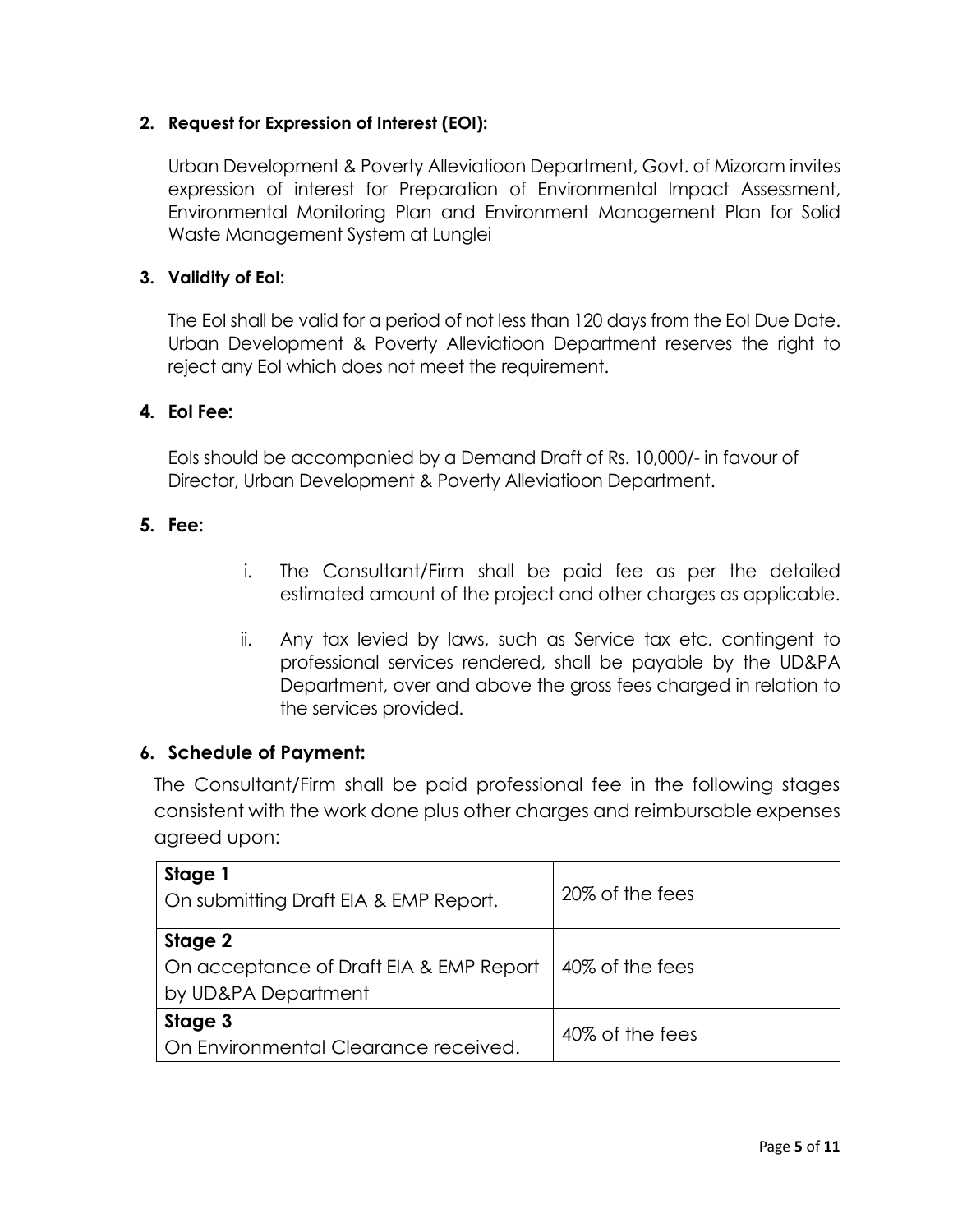**2. Request for Expression of Interest (EOI):**

Urban Development & Poverty Alleviatioon Department, Govt. of Mizoram invites expression of interest for Preparation of Environmental Impact Assessment, Environmental Monitoring Plan and Environment Management Plan for Solid Waste Management System at Lunglei

**3. Validity of EoI:**

The EoI shall be valid for a period of not less than 120 days from the EoI Due Date. Urban Development & Poverty Alleviatioon Department reserves the right to reject any EoI which does not meet the requirement.

**4. EoI Fee:**

EoIs should be accompanied by a Demand Draft of Rs. 10,000/- in favour of Director, Urban Development & Poverty Alleviatioon Department.

**5. Fee:**

i. The Consultant/Firm shall be paid fee as per the detailed estimated amount of the project and other charges as applicable.

ii. Any tax levied by laws, such as Service tax etc. contingent to professional services rendered, shall be payable by the UD&PA Department, over and above the gross fees charged in relation to the services provided.

**6. Schedule of Payment:**

The Consultant/Firm shall be paid professional fee in the following stages consistent with the work done plus other charges and reimbursable expenses agreed upon:

| Stage | Fees |
|---|---|
| **Stage 1**<br>On submitting Draft EIA & EMP Report. | 20% of the fees |
| **Stage 2**<br>On acceptance of Draft EIA & EMP Report by UD&PA Department | 40% of the fees |
| **Stage 3**<br>On Environmental Clearance received. | 40% of the fees |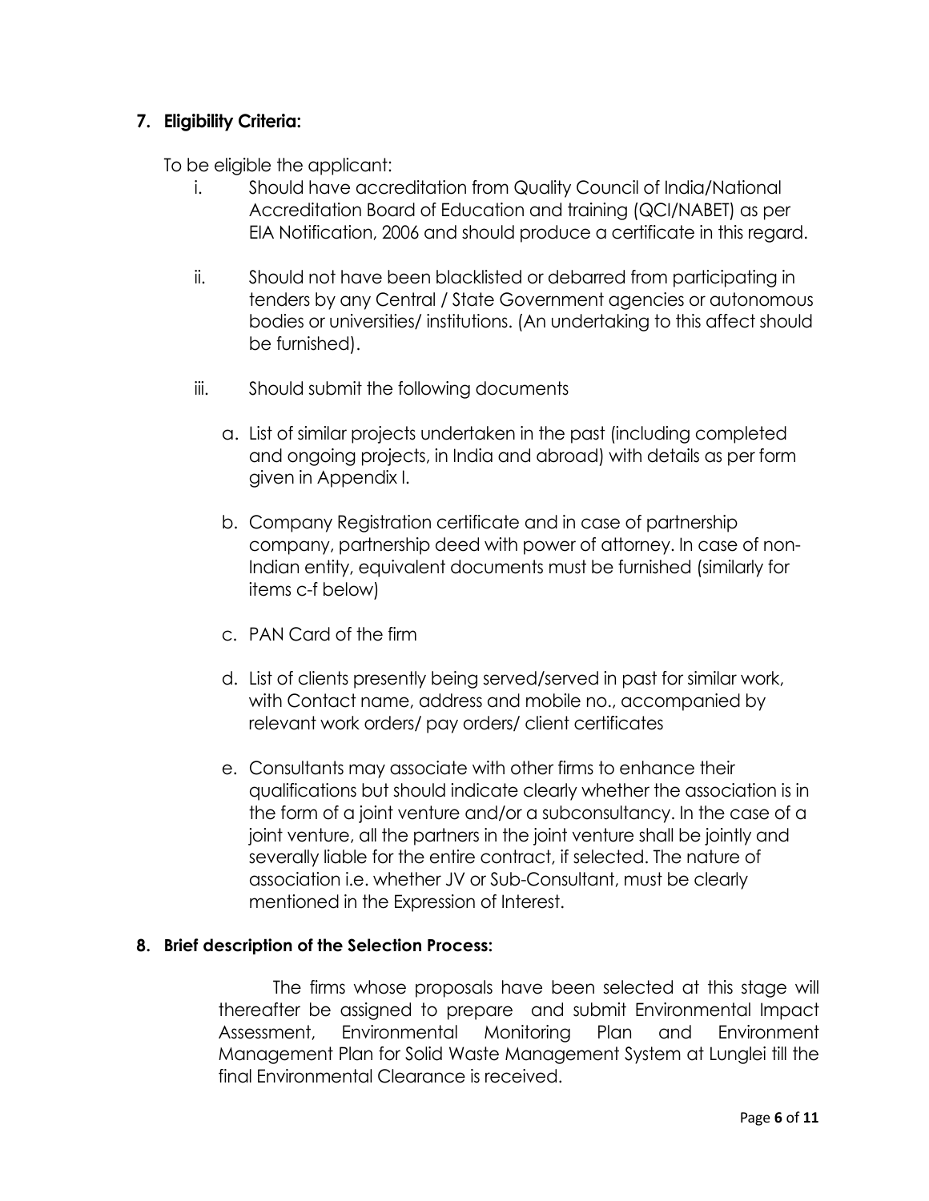## 7. Eligibility Criteria:

To be eligible the applicant:

i. Should have accreditation from Quality Council of India/National Accreditation Board of Education and training (QCI/NABET) as per EIA Notification, 2006 and should produce a certificate in this regard.

ii. Should not have been blacklisted or debarred from participating in tenders by any Central / State Government agencies or autonomous bodies or universities/ institutions. (An undertaking to this affect should be furnished).

iii. Should submit the following documents

   a. List of similar projects undertaken in the past (including completed and ongoing projects, in India and abroad) with details as per form given in Appendix I.

   b. Company Registration certificate and in case of partnership company, partnership deed with power of attorney. In case of non-Indian entity, equivalent documents must be furnished (similarly for items c-f below)

   c. PAN Card of the firm

   d. List of clients presently being served/served in past for similar work, with Contact name, address and mobile no., accompanied by relevant work orders/ pay orders/ client certificates

   e. Consultants may associate with other firms to enhance their qualifications but should indicate clearly whether the association is in the form of a joint venture and/or a subconsultancy. In the case of a joint venture, all the partners in the joint venture shall be jointly and severally liable for the entire contract, if selected. The nature of association i.e. whether JV or Sub-Consultant, must be clearly mentioned in the Expression of Interest.

## 8. Brief description of the Selection Process:

The firms whose proposals have been selected at this stage will thereafter be assigned to prepare and submit Environmental Impact Assessment, Environmental Monitoring Plan and Environment Management Plan for Solid Waste Management System at Lunglei till the final Environmental Clearance is received.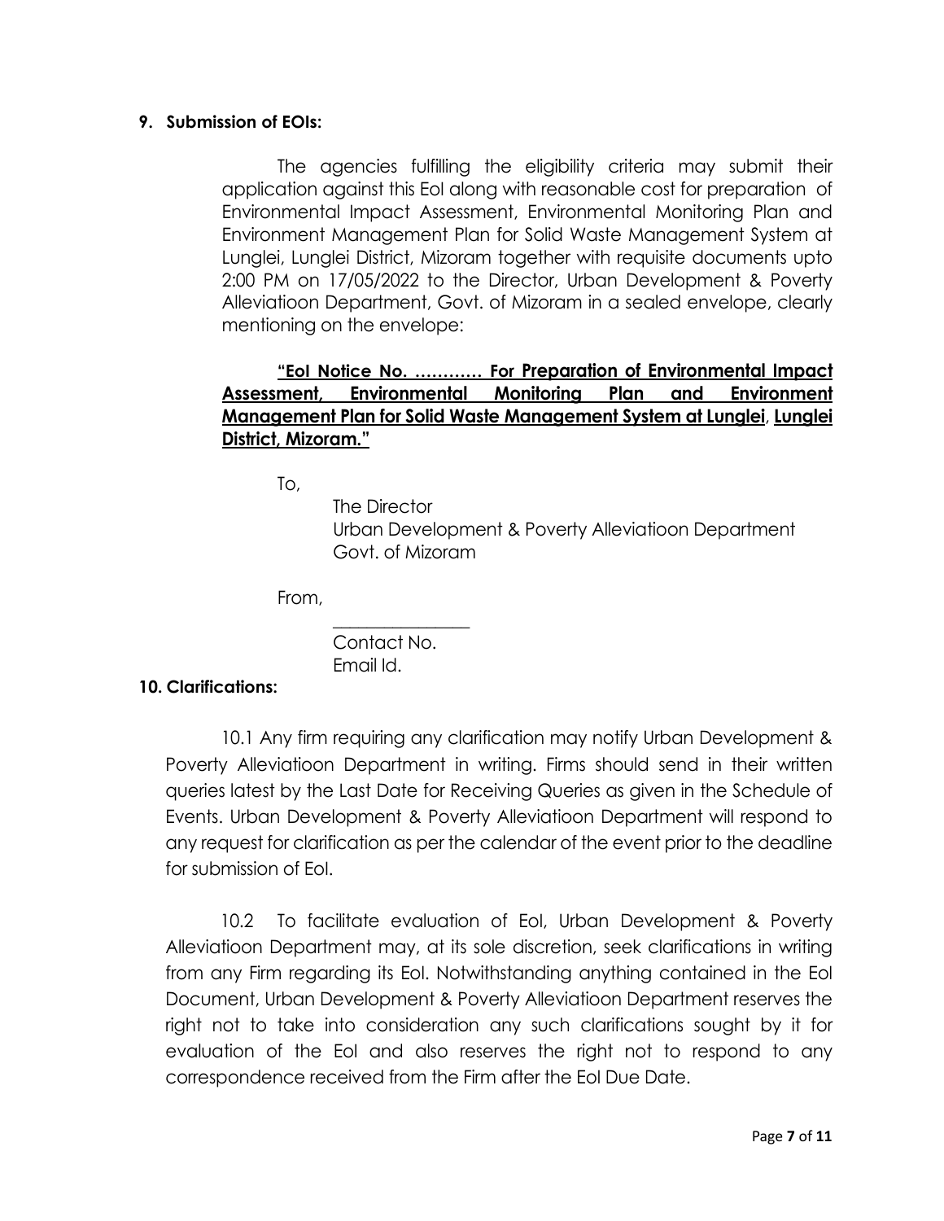**9. Submission of EOIs:**

The agencies fulfilling the eligibility criteria may submit their application against this EoI along with reasonable cost for preparation of Environmental Impact Assessment, Environmental Monitoring Plan and Environment Management Plan for Solid Waste Management System at Lunglei, Lunglei District, Mizoram together with requisite documents upto 2:00 PM on 17/05/2022 to the Director, Urban Development & Poverty Alleviatioon Department, Govt. of Mizoram in a sealed envelope, clearly mentioning on the envelope:

**"EoI Notice No. ………… For Preparation of Environmental Impact Assessment, Environmental Monitoring Plan and Environment Management Plan for Solid Waste Management System at Lunglei, Lunglei District, Mizoram."**

To,

The Director
Urban Development & Poverty Alleviatioon Department
Govt. of Mizoram

From,

_______________
Contact No.
Email Id.

**10. Clarifications:**

10.1 Any firm requiring any clarification may notify Urban Development & Poverty Alleviatioon Department in writing. Firms should send in their written queries latest by the Last Date for Receiving Queries as given in the Schedule of Events. Urban Development & Poverty Alleviatioon Department will respond to any request for clarification as per the calendar of the event prior to the deadline for submission of EoI.

10.2 To facilitate evaluation of EoI, Urban Development & Poverty Alleviatioon Department may, at its sole discretion, seek clarifications in writing from any Firm regarding its EoI. Notwithstanding anything contained in the EoI Document, Urban Development & Poverty Alleviatioon Department reserves the right not to take into consideration any such clarifications sought by it for evaluation of the EoI and also reserves the right not to respond to any correspondence received from the Firm after the EoI Due Date.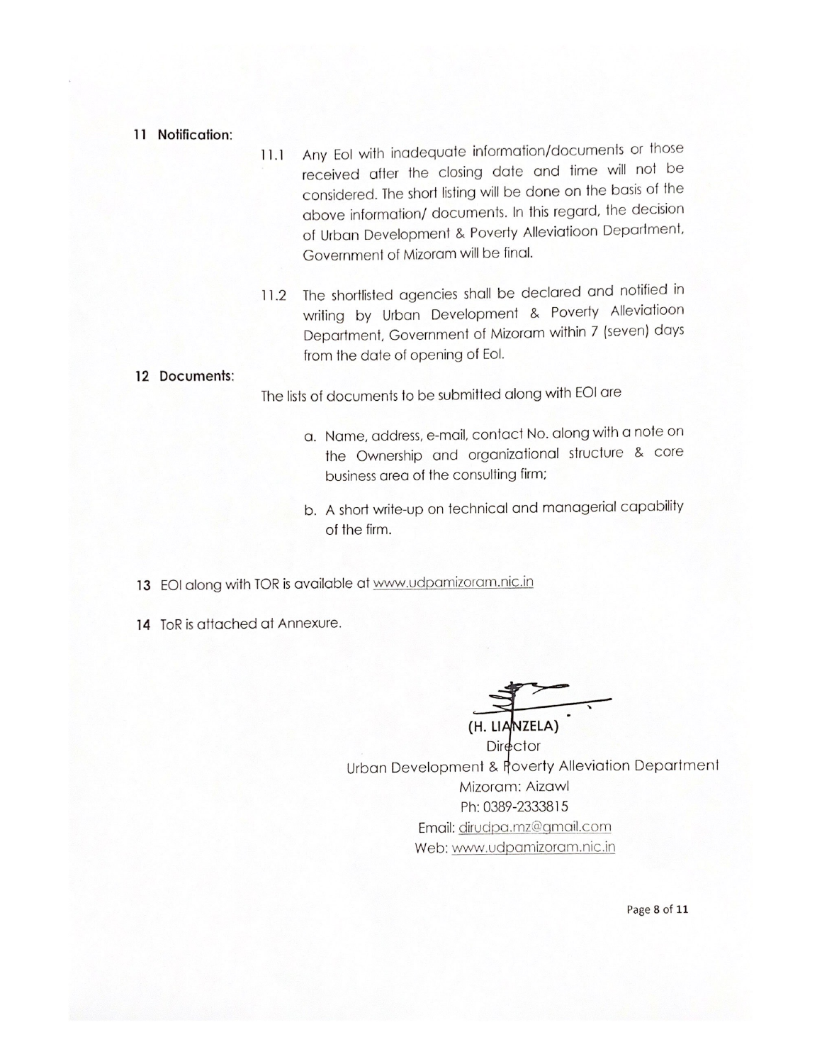**11 Notification:**

11.1 Any EoI with inadequate information/documents or those received after the closing date and time will not be considered. The short listing will be done on the basis of the above information/ documents. In this regard, the decision of Urban Development & Poverty Alleviatioon Department, Government of Mizoram will be final.

11.2 The shortlisted agencies shall be declared and notified in writing by Urban Development & Poverty Alleviatioon Department, Government of Mizoram within 7 (seven) days from the date of opening of EoI.

**12 Documents:**

The lists of documents to be submitted along with EOI are

a. Name, address, e-mail, contact No. along with a note on the Ownership and organizational structure & core business area of the consulting firm;

b. A short write-up on technical and managerial capability of the firm.

**13** EOI along with TOR is available at www.udpamizoram.nic.in

**14** ToR is attached at Annexure.

(H. LIANZELA)
Director
Urban Development & Poverty Alleviation Department
Mizoram: Aizawl
Ph: 0389-2333815
Email: dirudpa.mz@gmail.com
Web: www.udpamizoram.nic.in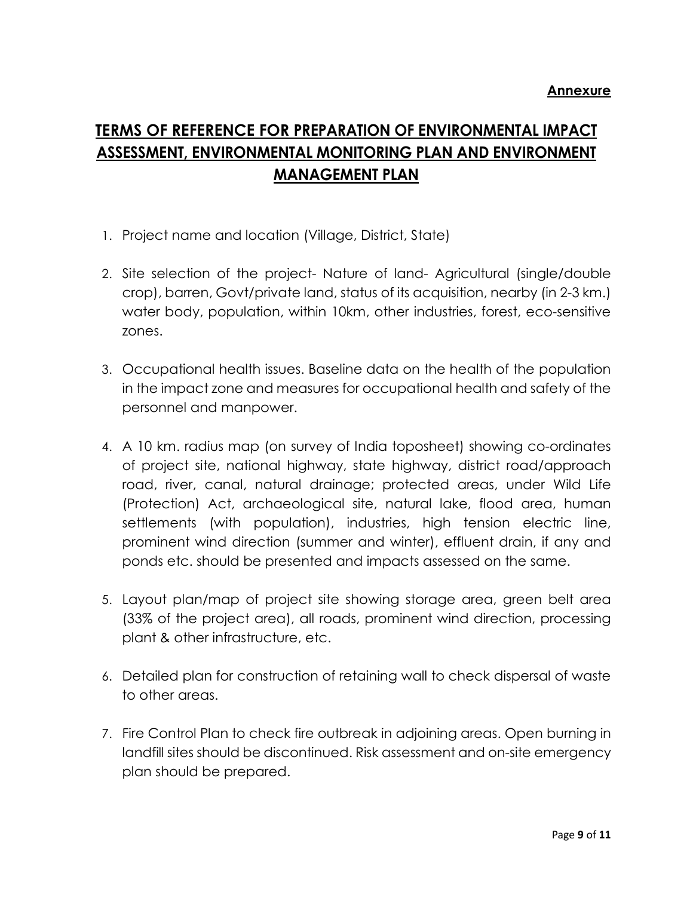**Annexure**

# TERMS OF REFERENCE FOR PREPARATION OF ENVIRONMENTAL IMPACT ASSESSMENT, ENVIRONMENTAL MONITORING PLAN AND ENVIRONMENT MANAGEMENT PLAN

1. Project name and location (Village, District, State)

2. Site selection of the project- Nature of land- Agricultural (single/double crop), barren, Govt/private land, status of its acquisition, nearby (in 2-3 km.) water body, population, within 10km, other industries, forest, eco-sensitive zones.

3. Occupational health issues. Baseline data on the health of the population in the impact zone and measures for occupational health and safety of the personnel and manpower.

4. A 10 km. radius map (on survey of India toposheet) showing co-ordinates of project site, national highway, state highway, district road/approach road, river, canal, natural drainage; protected areas, under Wild Life (Protection) Act, archaeological site, natural lake, flood area, human settlements (with population), industries, high tension electric line, prominent wind direction (summer and winter), effluent drain, if any and ponds etc. should be presented and impacts assessed on the same.

5. Layout plan/map of project site showing storage area, green belt area (33% of the project area), all roads, prominent wind direction, processing plant & other infrastructure, etc.

6. Detailed plan for construction of retaining wall to check dispersal of waste to other areas.

7. Fire Control Plan to check fire outbreak in adjoining areas. Open burning in landfill sites should be discontinued. Risk assessment and on-site emergency plan should be prepared.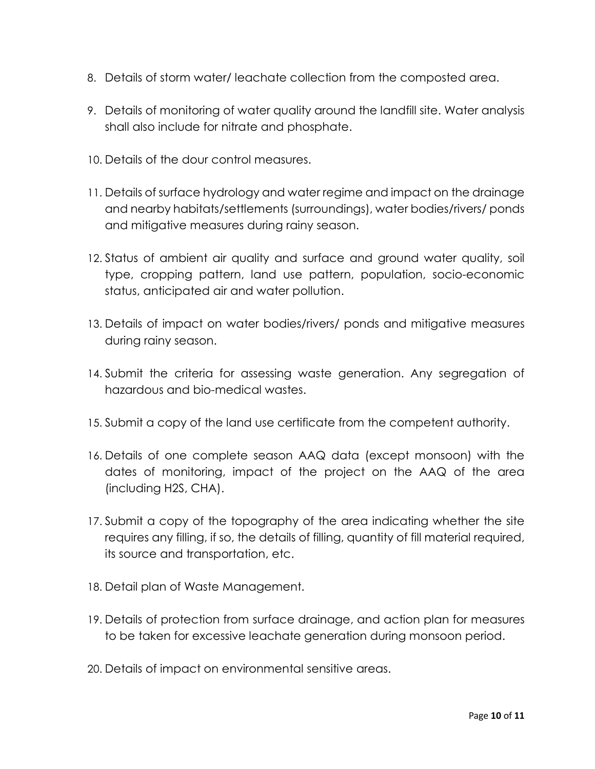8. Details of storm water/ leachate collection from the composted area.

9. Details of monitoring of water quality around the landfill site. Water analysis shall also include for nitrate and phosphate.

10. Details of the dour control measures.

11. Details of surface hydrology and water regime and impact on the drainage and nearby habitats/settlements (surroundings), water bodies/rivers/ ponds and mitigative measures during rainy season.

12. Status of ambient air quality and surface and ground water quality, soil type, cropping pattern, land use pattern, population, socio-economic status, anticipated air and water pollution.

13. Details of impact on water bodies/rivers/ ponds and mitigative measures during rainy season.

14. Submit the criteria for assessing waste generation. Any segregation of hazardous and bio-medical wastes.

15. Submit a copy of the land use certificate from the competent authority.

16. Details of one complete season AAQ data (except monsoon) with the dates of monitoring, impact of the project on the AAQ of the area (including H2S, CHA).

17. Submit a copy of the topography of the area indicating whether the site requires any filling, if so, the details of filling, quantity of fill material required, its source and transportation, etc.

18. Detail plan of Waste Management.

19. Details of protection from surface drainage, and action plan for measures to be taken for excessive leachate generation during monsoon period.

20. Details of impact on environmental sensitive areas.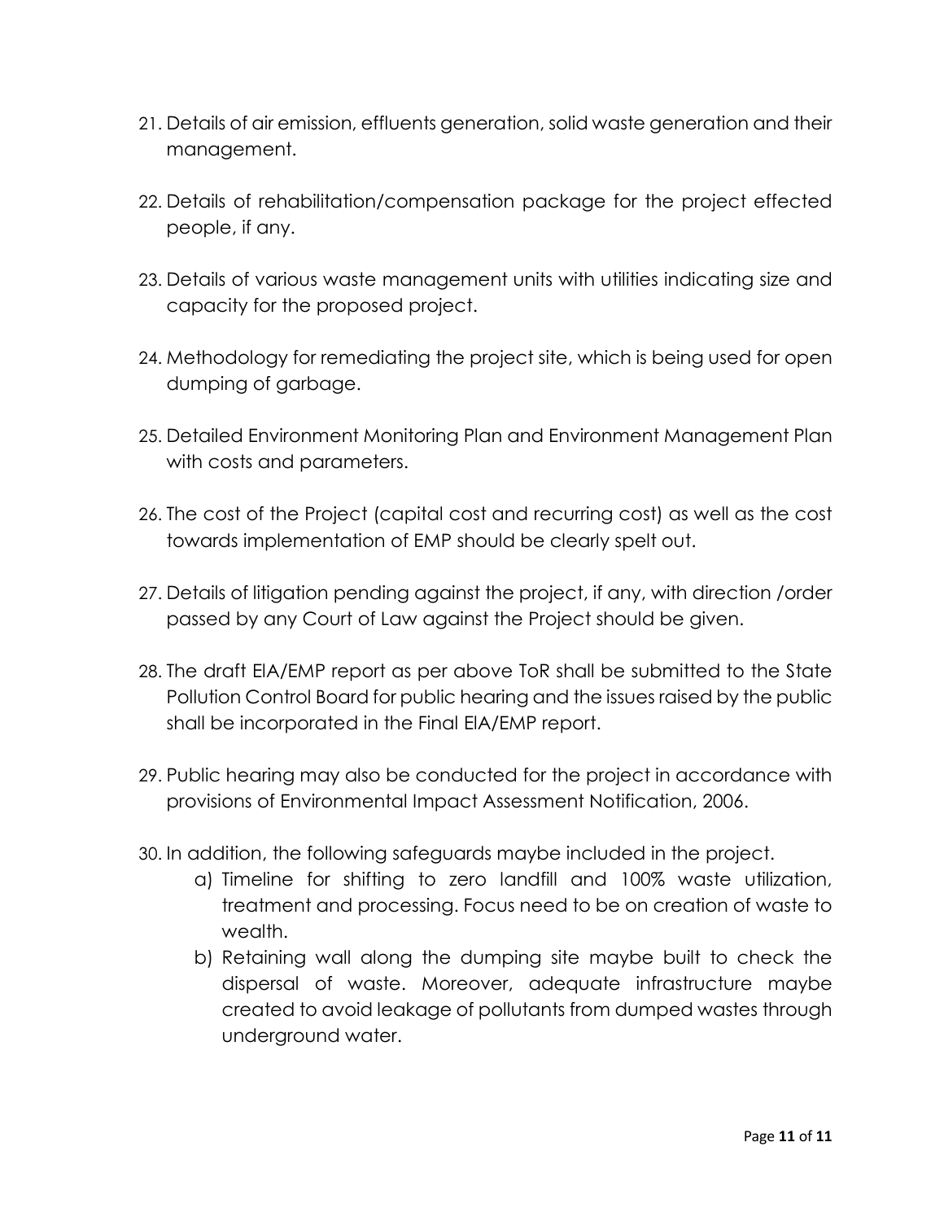21. Details of air emission, effluents generation, solid waste generation and their management.

22. Details of rehabilitation/compensation package for the project effected people, if any.

23. Details of various waste management units with utilities indicating size and capacity for the proposed project.

24. Methodology for remediating the project site, which is being used for open dumping of garbage.

25. Detailed Environment Monitoring Plan and Environment Management Plan with costs and parameters.

26. The cost of the Project (capital cost and recurring cost) as well as the cost towards implementation of EMP should be clearly spelt out.

27. Details of litigation pending against the project, if any, with direction /order passed by any Court of Law against the Project should be given.

28. The draft EIA/EMP report as per above ToR shall be submitted to the State Pollution Control Board for public hearing and the issues raised by the public shall be incorporated in the Final EIA/EMP report.

29. Public hearing may also be conducted for the project in accordance with provisions of Environmental Impact Assessment Notification, 2006.

30. In addition, the following safeguards maybe included in the project.
    a) Timeline for shifting to zero landfill and 100% waste utilization, treatment and processing. Focus need to be on creation of waste to wealth.
    b) Retaining wall along the dumping site maybe built to check the dispersal of waste. Moreover, adequate infrastructure maybe created to avoid leakage of pollutants from dumped wastes through underground water.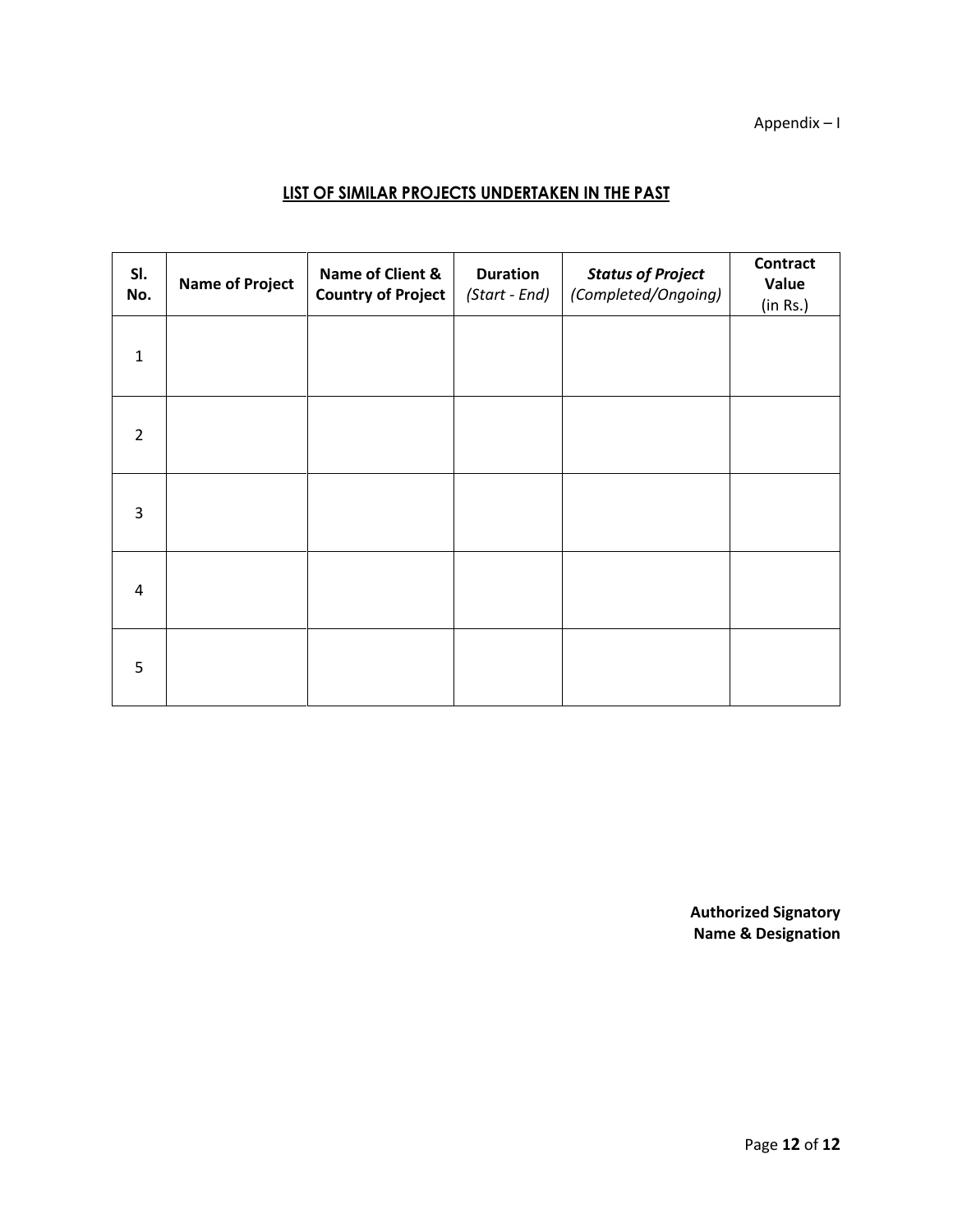Appendix – I

## LIST OF SIMILAR PROJECTS UNDERTAKEN IN THE PAST

| Sl. No. | Name of Project | Name of Client & Country of Project | Duration *(Start - End)* | ***Status of Project*** *(Completed/Ongoing)* | **Contract Value** (in Rs.) |
|---|---|---|---|---|---|
| 1 | | | | | |
| 2 | | | | | |
| 3 | | | | | |
| 4 | | | | | |
| 5 | | | | | |

**Authorized Signatory**
**Name & Designation**